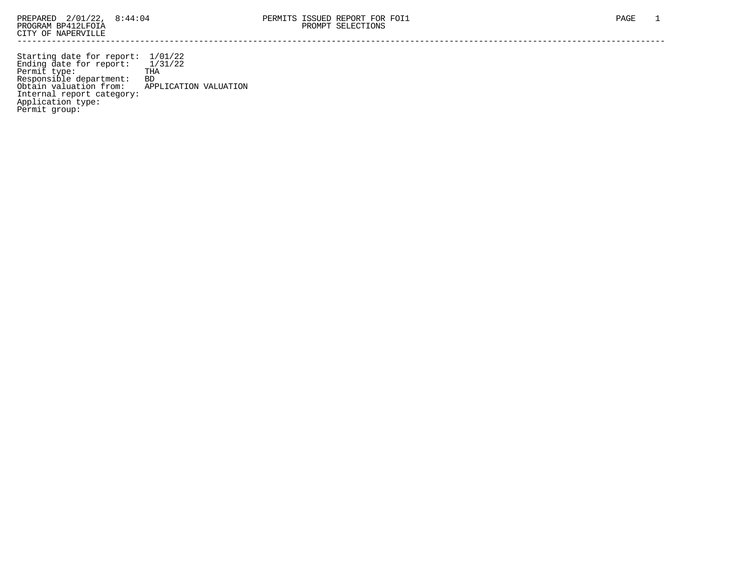PREPARED 2/01/22, 8:44:04
PROGRAM BP412LFOIA
CITY OF NAPERVILLE

PERMITS ISSUED REPORT FOR FOI1
PROMPT SELECTIONS

Starting date for report: 1/01/22
Ending date for report: 1/31/22
Permit type: THA
Responsible department: BD
Obtain valuation from: APPLICATION VALUATION
Internal report category:
Application type:
Permit group: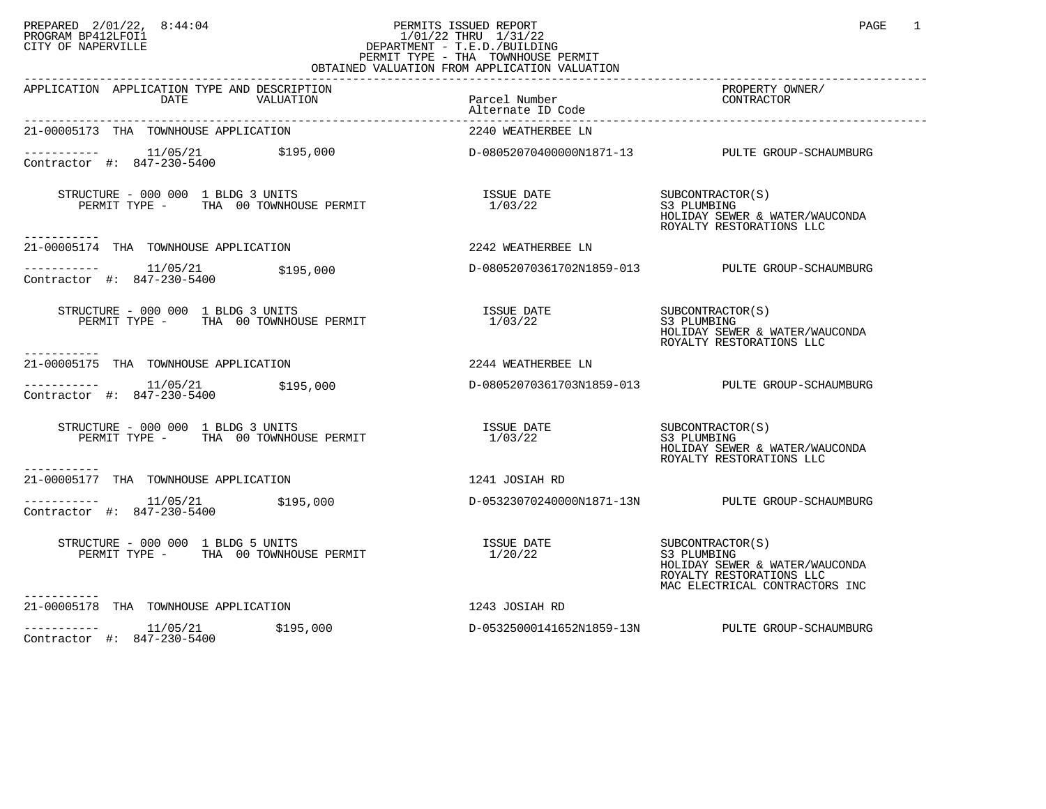PREPARED 2/01/22, 8:44:04
PROGRAM BP412LFOI1
CITY OF NAPERVILLE

PERMITS ISSUED REPORT
1/01/22 THRU 1/31/22
DEPARTMENT - T.E.D./BUILDING
PERMIT TYPE - THA TOWNHOUSE PERMIT
OBTAINED VALUATION FROM APPLICATION VALUATION

| APPLICATION | APPLICATION TYPE AND DESCRIPTION / DATE / VALUATION | Parcel Number / Alternate ID Code | PROPERTY OWNER/ CONTRACTOR |
|---|---|---|---|
| 21-00005173 | THA TOWNHOUSE APPLICATION | 2240 WEATHERBEE LN | |
| | 11/05/21 $195,000 | D-08052070400000N1871-13 | PULTE GROUP-SCHAUMBURG |
| Contractor #: 847-230-5400 | | | |
| | STRUCTURE - 000 000 1 BLDG 3 UNITS; PERMIT TYPE - THA 00 TOWNHOUSE PERMIT | ISSUE DATE 1/03/22 | SUBCONTRACTOR(S): S3 PLUMBING; HOLIDAY SEWER & WATER/WAUCONDA; ROYALTY RESTORATIONS LLC |
| 21-00005174 | THA TOWNHOUSE APPLICATION | 2242 WEATHERBEE LN | |
| | 11/05/21 $195,000 | D-08052070361702N1859-013 | PULTE GROUP-SCHAUMBURG |
| Contractor #: 847-230-5400 | | | |
| | STRUCTURE - 000 000 1 BLDG 3 UNITS; PERMIT TYPE - THA 00 TOWNHOUSE PERMIT | ISSUE DATE 1/03/22 | SUBCONTRACTOR(S): S3 PLUMBING; HOLIDAY SEWER & WATER/WAUCONDA; ROYALTY RESTORATIONS LLC |
| 21-00005175 | THA TOWNHOUSE APPLICATION | 2244 WEATHERBEE LN | |
| | 11/05/21 $195,000 | D-08052070361703N1859-013 | PULTE GROUP-SCHAUMBURG |
| Contractor #: 847-230-5400 | | | |
| | STRUCTURE - 000 000 1 BLDG 3 UNITS; PERMIT TYPE - THA 00 TOWNHOUSE PERMIT | ISSUE DATE 1/03/22 | SUBCONTRACTOR(S): S3 PLUMBING; HOLIDAY SEWER & WATER/WAUCONDA; ROYALTY RESTORATIONS LLC |
| 21-00005177 | THA TOWNHOUSE APPLICATION | 1241 JOSIAH RD | |
| | 11/05/21 $195,000 | D-05323070240000N1871-13N | PULTE GROUP-SCHAUMBURG |
| Contractor #: 847-230-5400 | | | |
| | STRUCTURE - 000 000 1 BLDG 5 UNITS; PERMIT TYPE - THA 00 TOWNHOUSE PERMIT | ISSUE DATE 1/20/22 | SUBCONTRACTOR(S): S3 PLUMBING; HOLIDAY SEWER & WATER/WAUCONDA; ROYALTY RESTORATIONS LLC; MAC ELECTRICAL CONTRACTORS INC |
| 21-00005178 | THA TOWNHOUSE APPLICATION | 1243 JOSIAH RD | |
| | 11/05/21 $195,000 | D-05325000141652N1859-13N | PULTE GROUP-SCHAUMBURG |
| Contractor #: 847-230-5400 | | | |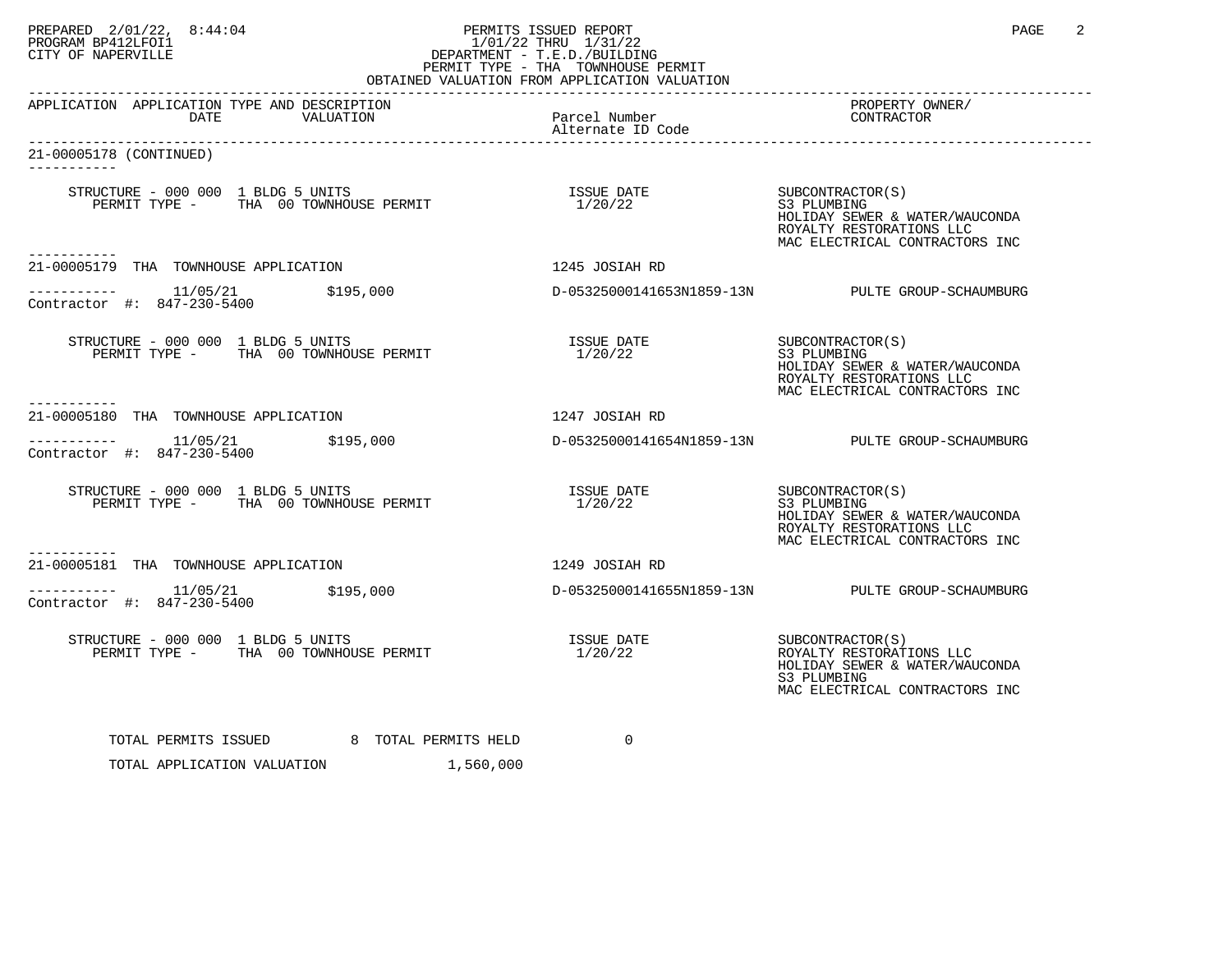PREPARED 2/01/22, 8:44:04
PROGRAM BP412LFOI1
CITY OF NAPERVILLE

PERMITS ISSUED REPORT
1/01/22 THRU 1/31/22
DEPARTMENT - T.E.D./BUILDING
PERMIT TYPE - THA TOWNHOUSE PERMIT
OBTAINED VALUATION FROM APPLICATION VALUATION

| APPLICATION | APPLICATION TYPE AND DESCRIPTION DATE | VALUATION | Parcel Number / Alternate ID Code | PROPERTY OWNER/ CONTRACTOR |
|---|---|---|---|---|
| 21-00005178 (CONTINUED) | | | | |
| | STRUCTURE - 000 000 1 BLDG 5 UNITS<br>PERMIT TYPE - THA 00 TOWNHOUSE PERMIT | | ISSUE DATE 1/20/22 | SUBCONTRACTOR(S)<br>S3 PLUMBING<br>HOLIDAY SEWER & WATER/WAUCONDA<br>ROYALTY RESTORATIONS LLC<br>MAC ELECTRICAL CONTRACTORS INC |
| 21-00005179 | THA TOWNHOUSE APPLICATION | | 1245 JOSIAH RD | |
| | 11/05/21 | $195,000 | D-05325000141653N1859-13N | PULTE GROUP-SCHAUMBURG |
| Contractor #: 847-230-5400 | | | | |
| | STRUCTURE - 000 000 1 BLDG 5 UNITS<br>PERMIT TYPE - THA 00 TOWNHOUSE PERMIT | | ISSUE DATE 1/20/22 | SUBCONTRACTOR(S)<br>S3 PLUMBING<br>HOLIDAY SEWER & WATER/WAUCONDA<br>ROYALTY RESTORATIONS LLC<br>MAC ELECTRICAL CONTRACTORS INC |
| 21-00005180 | THA TOWNHOUSE APPLICATION | | 1247 JOSIAH RD | |
| | 11/05/21 | $195,000 | D-05325000141654N1859-13N | PULTE GROUP-SCHAUMBURG |
| Contractor #: 847-230-5400 | | | | |
| | STRUCTURE - 000 000 1 BLDG 5 UNITS<br>PERMIT TYPE - THA 00 TOWNHOUSE PERMIT | | ISSUE DATE 1/20/22 | SUBCONTRACTOR(S)<br>S3 PLUMBING<br>HOLIDAY SEWER & WATER/WAUCONDA<br>ROYALTY RESTORATIONS LLC<br>MAC ELECTRICAL CONTRACTORS INC |
| 21-00005181 | THA TOWNHOUSE APPLICATION | | 1249 JOSIAH RD | |
| | 11/05/21 | $195,000 | D-05325000141655N1859-13N | PULTE GROUP-SCHAUMBURG |
| Contractor #: 847-230-5400 | | | | |
| | STRUCTURE - 000 000 1 BLDG 5 UNITS<br>PERMIT TYPE - THA 00 TOWNHOUSE PERMIT | | ISSUE DATE 1/20/22 | SUBCONTRACTOR(S)<br>ROYALTY RESTORATIONS LLC<br>HOLIDAY SEWER & WATER/WAUCONDA<br>S3 PLUMBING<br>MAC ELECTRICAL CONTRACTORS INC |

TOTAL PERMITS ISSUED 8 TOTAL PERMITS HELD 0

TOTAL APPLICATION VALUATION 1,560,000